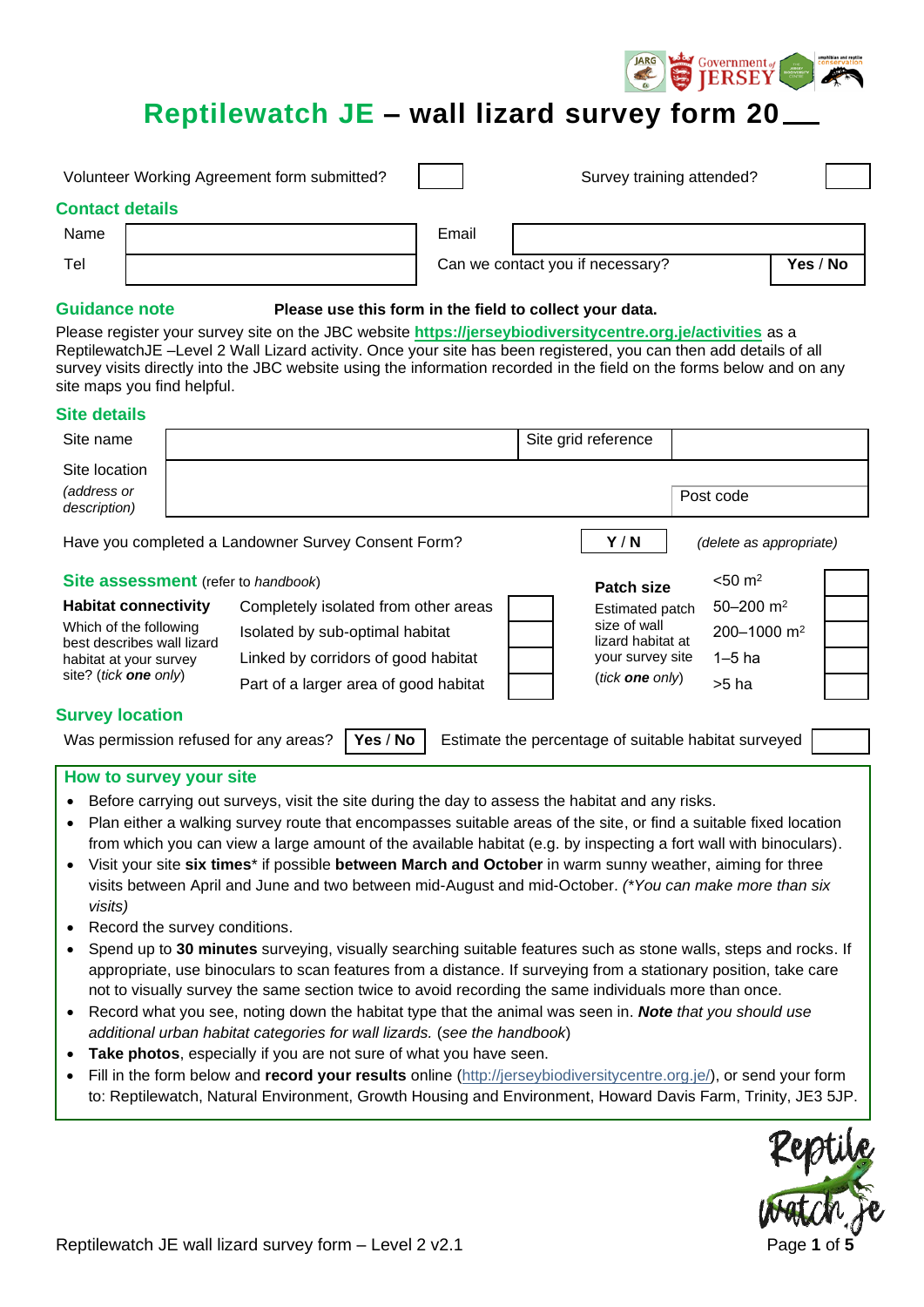# Reptilewatch JE – wall lizard survey form 20__

| Volunteer Working Agreement form submitted? | | Survey training attended? | |
|---|---|---|---|

## Contact details

| Name | | Email | |
|---|---|---|---|
| Tel | | Can we contact you if necessary? | **Yes** / **No** |

## Guidance note

**Please use this form in the field to collect your data.**

Please register your survey site on the JBC website **https://jerseybiodiversitycentre.org.je/activities** as a ReptilewatchJE –Level 2 Wall Lizard activity. Once your site has been registered, you can then add details of all survey visits directly into the JBC website using the information recorded in the field on the forms below and on any site maps you find helpful.

## Site details

| Site name | | Site grid reference | |
|---|---|---|---|
| Site location *(address or description)* | | Post code | |

Have you completed a Landowner Survey Consent Form? **Y** / **N** *(delete as appropriate)*

## Site assessment (refer to *handbook*)

| **Habitat connectivity** Which of the following best describes wall lizard habitat at your survey site? (*tick **one** only*) | | | **Patch size** Estimated patch size of wall lizard habitat at your survey site (*tick **one** only*) | | |
|---|---|---|---|---|---|
| | Completely isolated from other areas | | | <50 $m^2$ | |
| | Isolated by sub-optimal habitat | | | 50–200 $m^2$ | |
| | Linked by corridors of good habitat | | | 200–1000 $m^2$ | |
| | Part of a larger area of good habitat | | | 1–5 ha | |
| | | | | >5 ha | |

## Survey location

Was permission refused for any areas? **Yes** / **No** Estimate the percentage of suitable habitat surveyed

## How to survey your site

- Before carrying out surveys, visit the site during the day to assess the habitat and any risks.
- Plan either a walking survey route that encompasses suitable areas of the site, or find a suitable fixed location from which you can view a large amount of the available habitat (e.g. by inspecting a fort wall with binoculars).
- Visit your site **six times**\* if possible **between March and October** in warm sunny weather, aiming for three visits between April and June and two between mid-August and mid-October. *(\*You can make more than six visits)*
- Record the survey conditions.
- Spend up to **30 minutes** surveying, visually searching suitable features such as stone walls, steps and rocks. If appropriate, use binoculars to scan features from a distance. If surveying from a stationary position, take care not to visually survey the same section twice to avoid recording the same individuals more than once.
- Record what you see, noting down the habitat type that the animal was seen in. ***Note*** *that you should use additional urban habitat categories for wall lizards.* (*see the handbook*)
- **Take photos**, especially if you are not sure of what you have seen.
- Fill in the form below and **record your results** online (http://jerseybiodiversitycentre.org.je/), or send your form to: Reptilewatch, Natural Environment, Growth Housing and Environment, Howard Davis Farm, Trinity, JE3 5JP.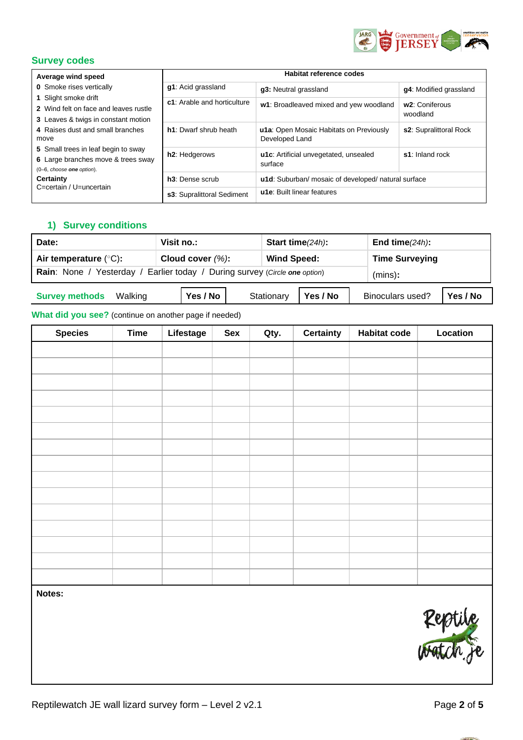## Survey codes

| Average wind speed | Habitat reference codes | | |
|---|---|---|---|
| **0** Smoke rises vertically | **g1**: Acid grassland | **g3:** Neutral grassland | **g4**: Modified grassland |
| **1** Slight smoke drift<br>**2** Wind felt on face and leaves rustle | **c1**: Arable and horticulture | **w1**: Broadleaved mixed and yew woodland | **w2**: Coniferous woodland |
| **3** Leaves & twigs in constant motion<br>**4** Raises dust and small branches move | **h1**: Dwarf shrub heath | **u1a**: Open Mosaic Habitats on Previously Developed Land | **s2**: Supralittoral Rock |
| **5** Small trees in leaf begin to sway<br>**6** Large branches move & trees sway<br>(0–6, *choose **one** option*). | **h2**: Hedgerows | **u1c**: Artificial unvegetated, unsealed surface | **s1**: Inland rock |
| **Certainty**<br>C=certain / U=uncertain | **h3**: Dense scrub | **u1d**: Suburban/ mosaic of developed/ natural surface | |
| | **s3**: Supralittoral Sediment | **u1e**: Built linear features | |

## 1) Survey conditions

| **Date:** | **Visit no.:** | **Start time***(24h)***:** | **End time***(24h)***:** |
|---|---|---|---|
| **Air temperature** (°C)**:** | **Cloud cover** *(%)***:** | **Wind Speed:** | **Time Surveying** (mins)**:** |
| **Rain**: None / Yesterday / Earlier today / During survey (*Circle **one** option*) | | | |

**Survey methods** Walking **Yes / No** Stationary **Yes / No** Binoculars used? **Yes / No**

**What did you see?** (continue on another page if needed)

| Species | Time | Lifestage | Sex | Qty. | Certainty | Habitat code | Location |
|---|---|---|---|---|---|---|---|
| | | | | | | | |
| | | | | | | | |
| | | | | | | | |
| | | | | | | | |
| | | | | | | | |
| | | | | | | | |
| | | | | | | | |
| | | | | | | | |
| | | | | | | | |
| | | | | | | | |
| | | | | | | | |
| | | | | | | | |
| | | | | | | | |
| | | | | | | | |
| | | | | | | | |

**Notes:**

Reptilewatch JE wall lizard survey form – Level 2 v2.1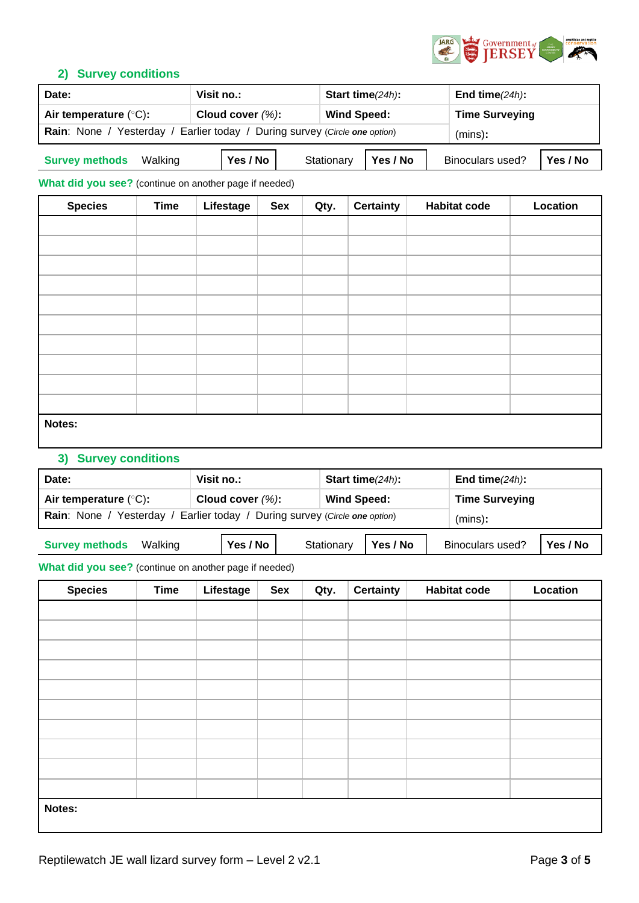## 2) Survey conditions

| **Date:** | **Visit no.:** | **Start time**(24h): | **End time**(24h): |
|---|---|---|---|
| **Air temperature** (°C): | **Cloud cover** (%): | **Wind Speed:** | **Time Surveying** |
| **Rain**: None / Yesterday / Earlier today / During survey (*Circle **one** option*) | | | (mins): |

| **Survey methods** | Walking | **Yes / No** | Stationary | **Yes / No** | Binoculars used? | **Yes / No** |
|---|---|---|---|---|---|---|

**What did you see?** (continue on another page if needed)

| Species | Time | Lifestage | Sex | Qty. | Certainty | Habitat code | Location |
|---|---|---|---|---|---|---|---|
| | | | | | | | |
| | | | | | | | |
| | | | | | | | |
| | | | | | | | |
| | | | | | | | |
| | | | | | | | |
| | | | | | | | |
| | | | | | | | |
| | | | | | | | |
| | | | | | | | |

**Notes:**

## 3) Survey conditions

| **Date:** | **Visit no.:** | **Start time**(24h): | **End time**(24h): |
|---|---|---|---|
| **Air temperature** (°C): | **Cloud cover** (%): | **Wind Speed:** | **Time Surveying** |
| **Rain**: None / Yesterday / Earlier today / During survey (*Circle **one** option*) | | | (mins): |

| **Survey methods** | Walking | **Yes / No** | Stationary | **Yes / No** | Binoculars used? | **Yes / No** |
|---|---|---|---|---|---|---|

**What did you see?** (continue on another page if needed)

| Species | Time | Lifestage | Sex | Qty. | Certainty | Habitat code | Location |
|---|---|---|---|---|---|---|---|
| | | | | | | | |
| | | | | | | | |
| | | | | | | | |
| | | | | | | | |
| | | | | | | | |
| | | | | | | | |
| | | | | | | | |
| | | | | | | | |
| | | | | | | | |
| | | | | | | | |

**Notes:**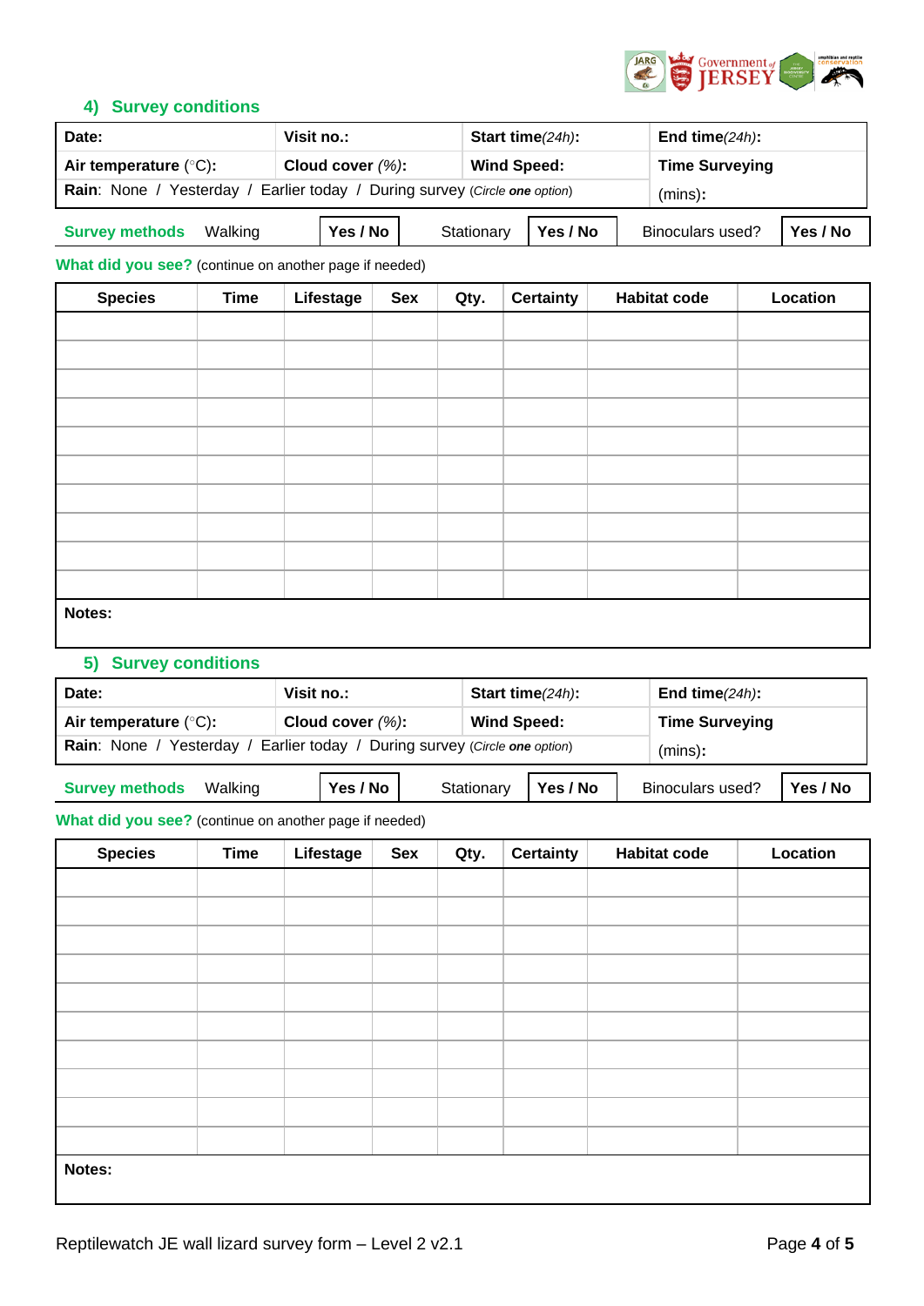## 4) Survey conditions

| **Date:** | **Visit no.:** | **Start time***(24h)***:** | **End time***(24h)***:** |
|---|---|---|---|
| **Air temperature** (°C)**:** | **Cloud cover** *(%)***:** | **Wind Speed:** | **Time Surveying** |
| **Rain**: None / Yesterday / Earlier today / During survey *(Circle **one** option)* | | | (mins)**:** |

| **Survey methods** | Walking | **Yes / No** | Stationary | **Yes / No** | Binoculars used? | **Yes / No** |
|---|---|---|---|---|---|---|

**What did you see?** (continue on another page if needed)

| Species | Time | Lifestage | Sex | Qty. | Certainty | Habitat code | Location |
|---|---|---|---|---|---|---|---|
| | | | | | | | |
| | | | | | | | |
| | | | | | | | |
| | | | | | | | |
| | | | | | | | |
| | | | | | | | |
| | | | | | | | |
| | | | | | | | |
| | | | | | | | |
| | | | | | | | |

**Notes:**

## 5) Survey conditions

| **Date:** | **Visit no.:** | **Start time***(24h)***:** | **End time***(24h)***:** |
|---|---|---|---|
| **Air temperature** (°C)**:** | **Cloud cover** *(%)***:** | **Wind Speed:** | **Time Surveying** |
| **Rain**: None / Yesterday / Earlier today / During survey *(Circle **one** option)* | | | (mins)**:** |

| **Survey methods** | Walking | **Yes / No** | Stationary | **Yes / No** | Binoculars used? | **Yes / No** |
|---|---|---|---|---|---|---|

**What did you see?** (continue on another page if needed)

| Species | Time | Lifestage | Sex | Qty. | Certainty | Habitat code | Location |
|---|---|---|---|---|---|---|---|
| | | | | | | | |
| | | | | | | | |
| | | | | | | | |
| | | | | | | | |
| | | | | | | | |
| | | | | | | | |
| | | | | | | | |
| | | | | | | | |
| | | | | | | | |
| | | | | | | | |

**Notes:**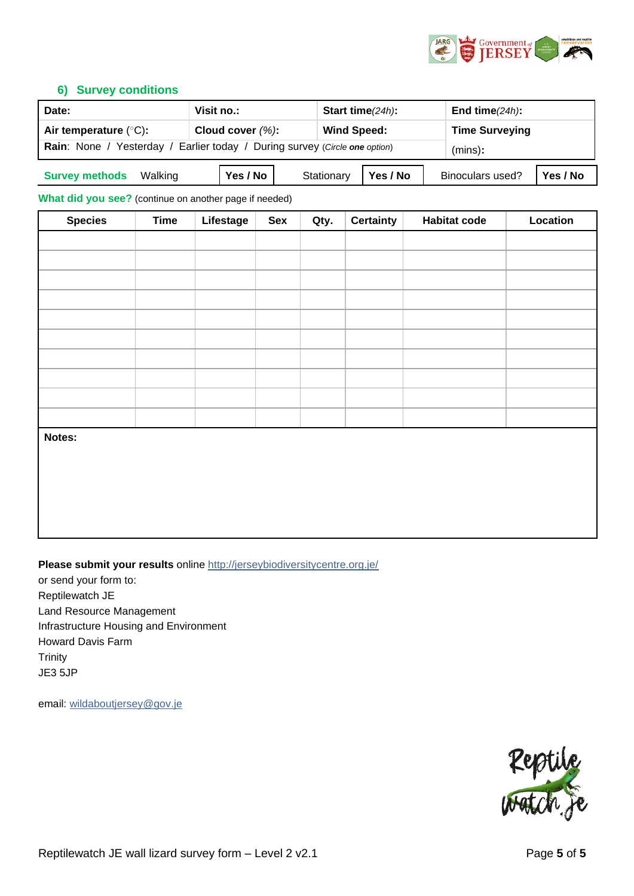## 6) Survey conditions

| | | | |
|---|---|---|---|
| **Date:** | **Visit no.:** | **Start time** *(24h)***:** | **End time** *(24h)***:** |
| **Air temperature** (°C)**:** | **Cloud cover** *(%)***:** | **Wind Speed:** | **Time Surveying** (mins)**:** |
| **Rain**: None / Yesterday / Earlier today / During survey (*Circle **one** option*) | | | |

**Survey methods** Walking **Yes / No** Stationary **Yes / No** Binoculars used? **Yes / No**

**What did you see?** (continue on another page if needed)

| Species | Time | Lifestage | Sex | Qty. | Certainty | Habitat code | Location |
|---|---|---|---|---|---|---|---|
| | | | | | | | |
| | | | | | | | |
| | | | | | | | |
| | | | | | | | |
| | | | | | | | |
| | | | | | | | |
| | | | | | | | |
| | | | | | | | |
| | | | | | | | |
| | | | | | | | |

**Notes:**

**Please submit your results** online http://jerseybiodiversitycentre.org.je/

or send your form to:

Reptilewatch JE
Land Resource Management
Infrastructure Housing and Environment
Howard Davis Farm
Trinity
JE3 5JP

email: wildaboutjersey@gov.je